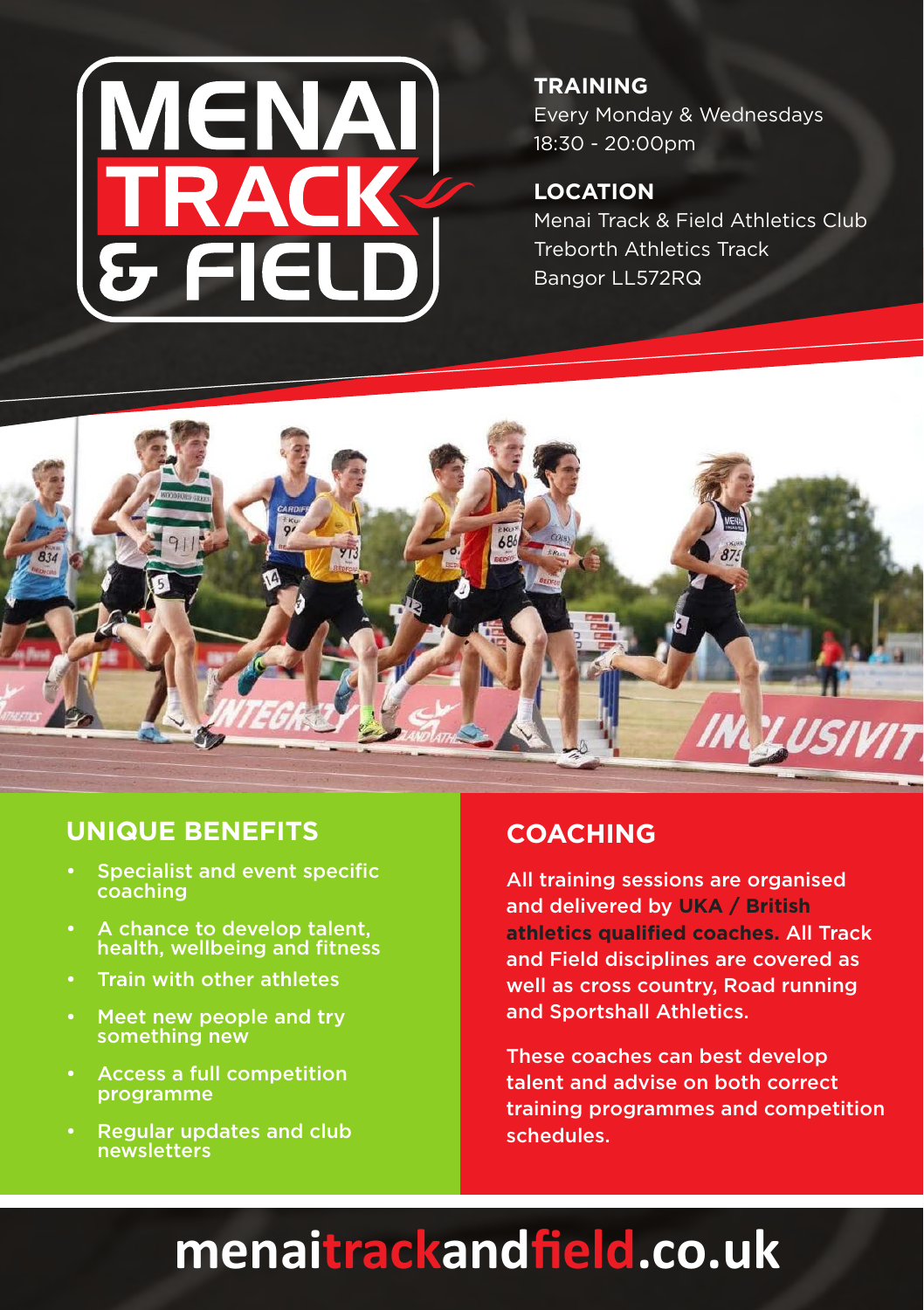# MENAI TRACK & FIELD

## TRAINING

Every Monday & Wednesdays
18:30 - 20:00pm

## LOCATION

Menai Track & Field Athletics Club
Treborth Athletics Track
Bangor LL572RQ

## UNIQUE BENEFITS

- Specialist and event specific coaching
- A chance to develop talent, health, wellbeing and fitness
- Train with other athletes
- Meet new people and try something new
- Access a full competition programme
- Regular updates and club newsletters

## COACHING

All training sessions are organised and delivered by **UKA / British athletics qualified coaches.** All Track and Field disciplines are covered as well as cross country, Road running and Sportshall Athletics.

These coaches can best develop talent and advise on both correct training programmes and competition schedules.

**menaitrackandfield.co.uk**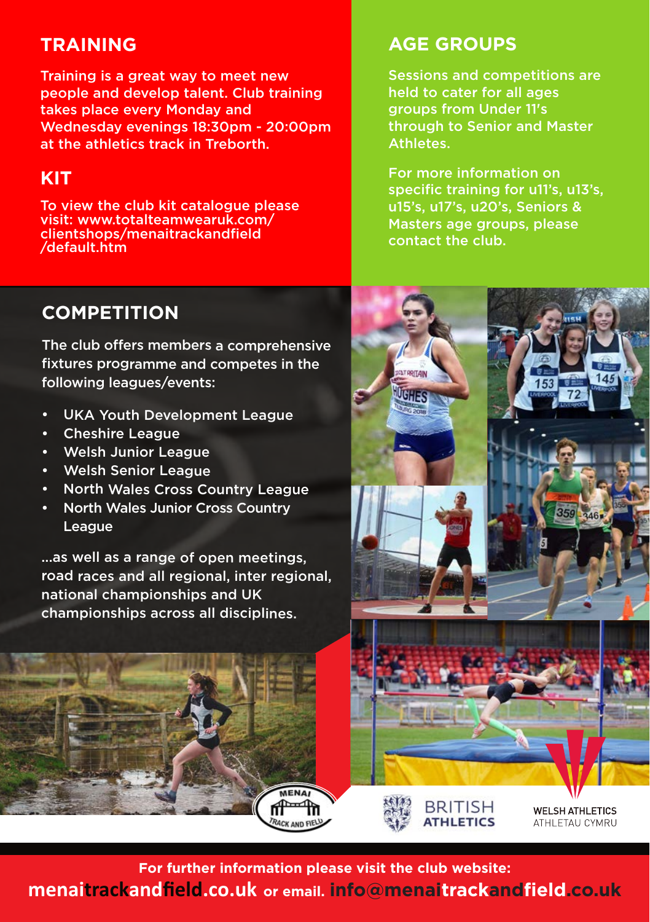## TRAINING

Training is a great way to meet new people and develop talent. Club training takes place every Monday and Wednesday evenings 18:30pm - 20:00pm at the athletics track in Treborth.

## KIT

To view the club kit catalogue please visit: www.totalteamwearuk.com/clientshops/menaitrackandfield/default.htm

## AGE GROUPS

Sessions and competitions are held to cater for all ages groups from Under 11's through to Senior and Master Athletes.

For more information on specific training for u11's, u13's, u15's, u17's, u20's, Seniors & Masters age groups, please contact the club.

## COMPETITION

The club offers members a comprehensive fixtures programme and competes in the following leagues/events:

- UKA Youth Development League
- Cheshire League
- Welsh Junior League
- Welsh Senior League
- North Wales Cross Country League
- North Wales Junior Cross Country League

...as well as a range of open meetings, road races and all regional, inter regional, national championships and UK championships across all disciplines.

MENAI TRACK AND FIELD

BRITISH ATHLETICS

WELSH ATHLETICS
ATHLETAU CYMRU

**For further information please visit the club website:**
**menaitrackandfield.co.uk or email. info@menaitrackandfield.co.uk**